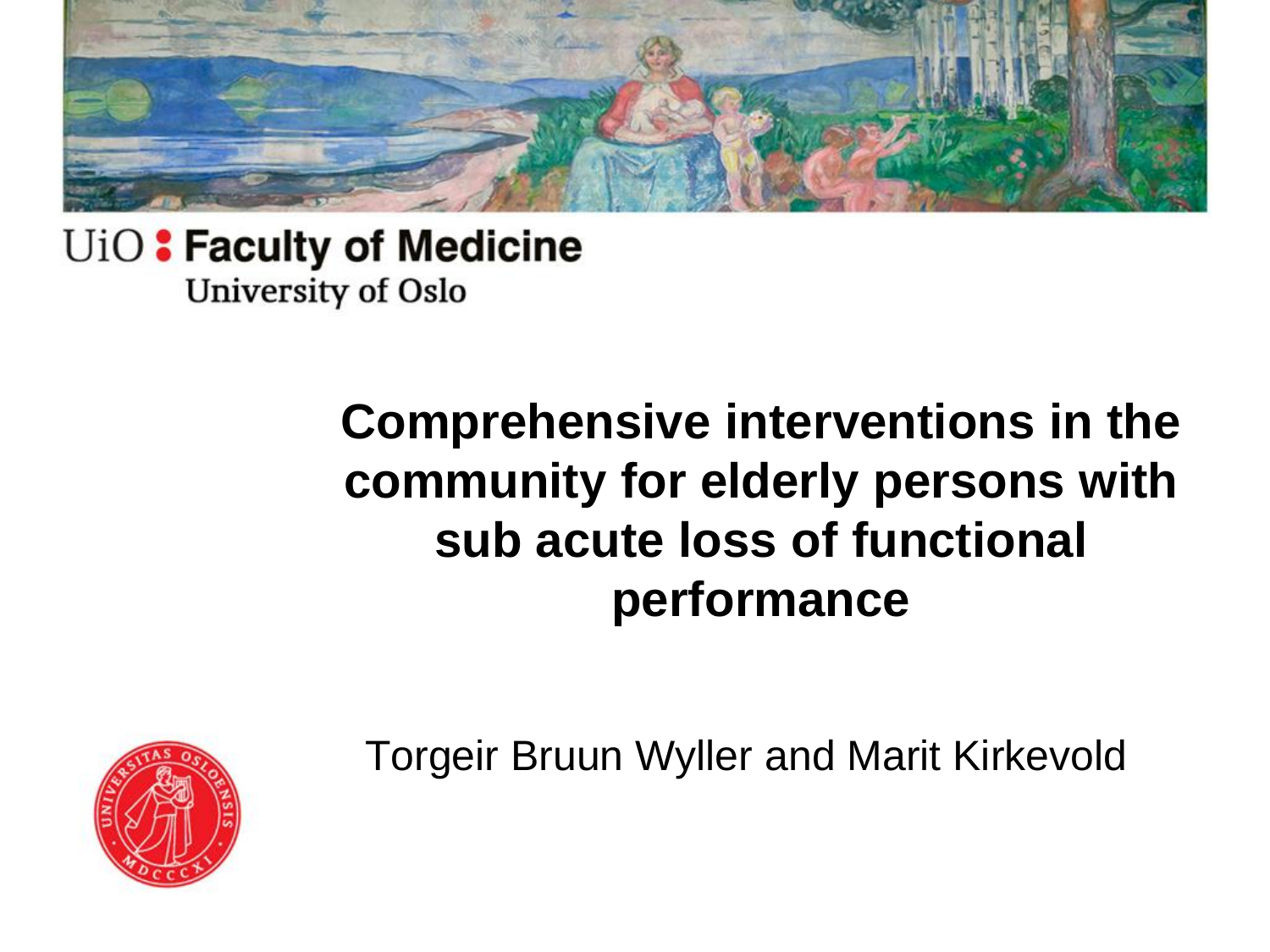UiO : Faculty of Medicine
University of Oslo

# Comprehensive interventions in the community for elderly persons with sub acute loss of functional performance

Torgeir Bruun Wyller and Marit Kirkevold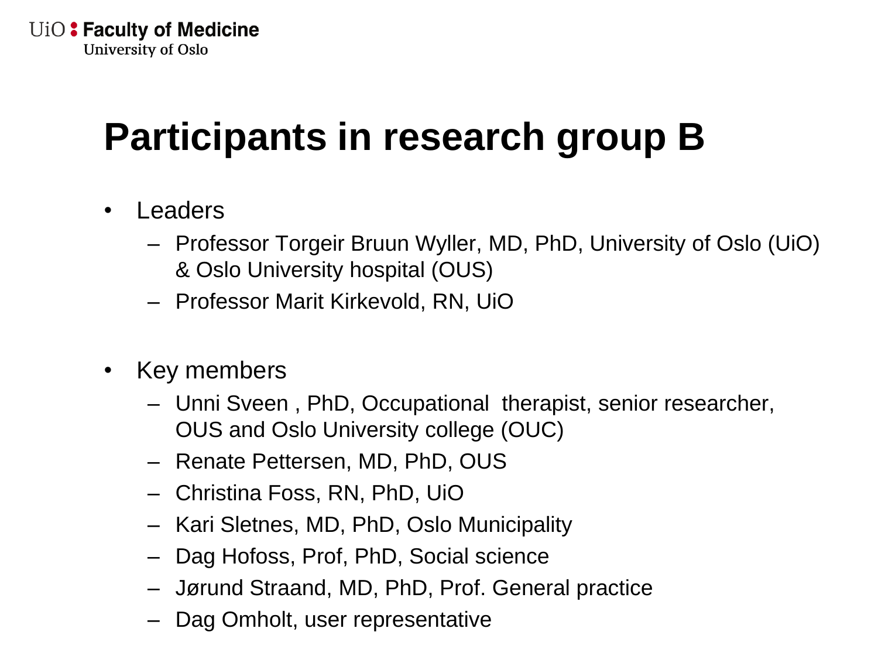# Participants in research group B

- Leaders
  - Professor Torgeir Bruun Wyller, MD, PhD, University of Oslo (UiO) & Oslo University hospital (OUS)
  - Professor Marit Kirkevold, RN, UiO

- Key members
  - Unni Sveen , PhD, Occupational therapist, senior researcher, OUS and Oslo University college (OUC)
  - Renate Pettersen, MD, PhD, OUS
  - Christina Foss, RN, PhD, UiO
  - Kari Sletnes, MD, PhD, Oslo Municipality
  - Dag Hofoss, Prof, PhD, Social science
  - Jørund Straand, MD, PhD, Prof. General practice
  - Dag Omholt, user representative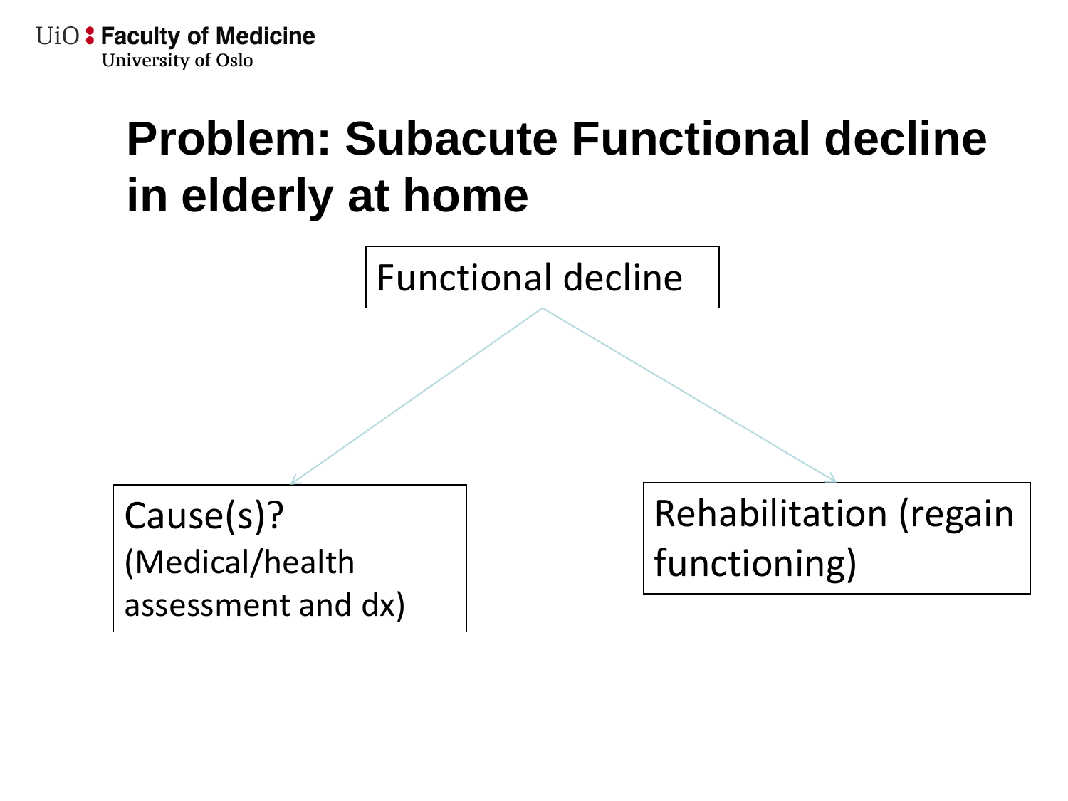# Problem: Subacute Functional decline in elderly at home

Functional decline

- Cause(s)? (Medical/health assessment and dx)
- Rehabilitation (regain functioning)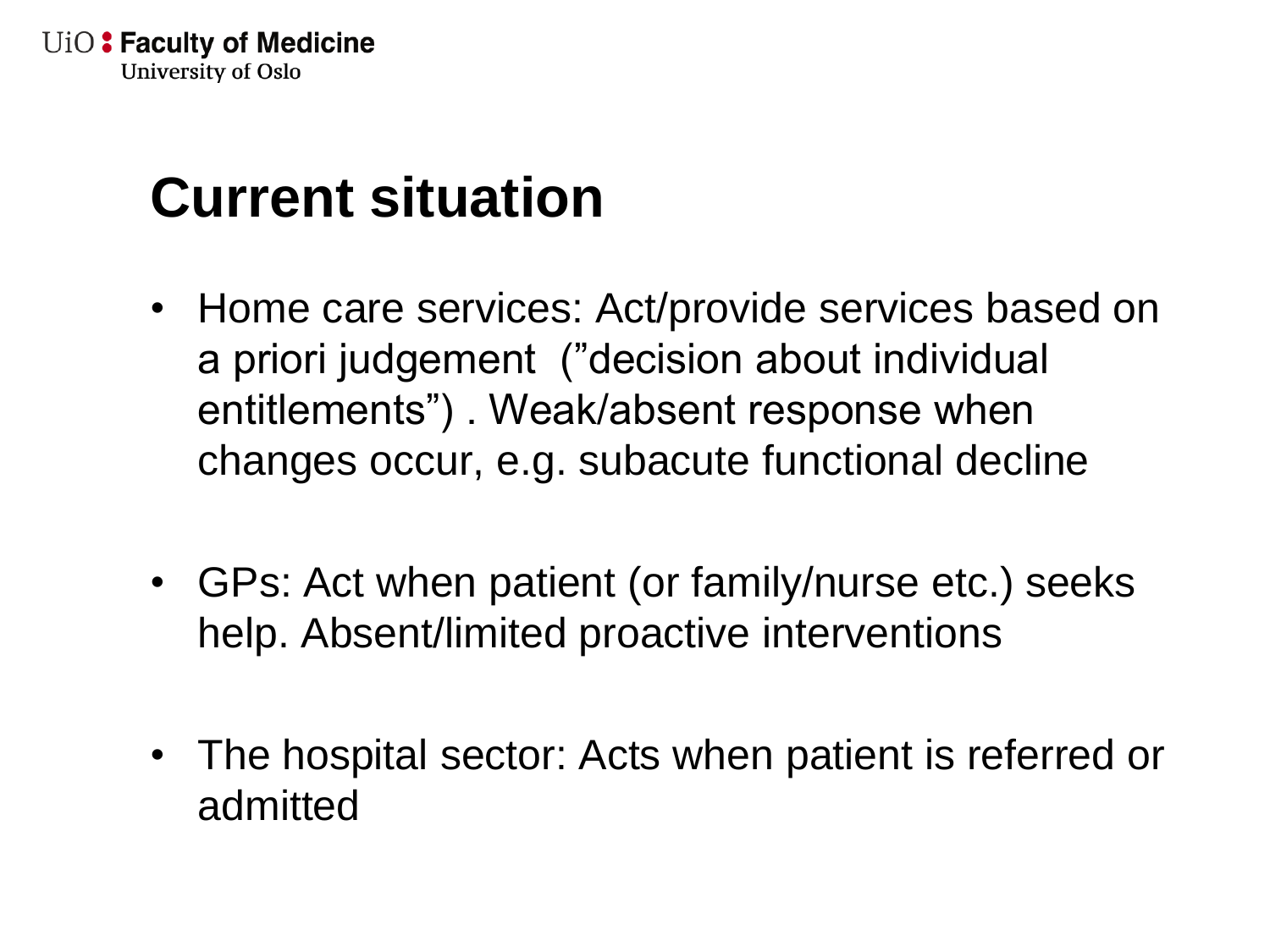# Current situation

- Home care services: Act/provide services based on a priori judgement  (”decision about individual entitlements”) . Weak/absent response when changes occur, e.g. subacute functional decline
- GPs: Act when patient (or family/nurse etc.) seeks help. Absent/limited proactive interventions
- The hospital sector: Acts when patient is referred or admitted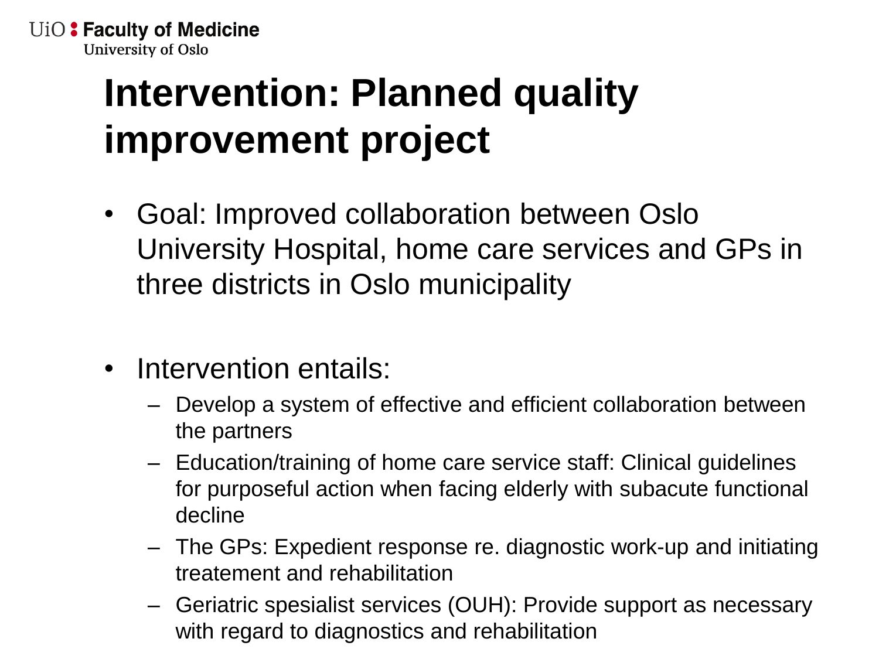# Intervention: Planned quality improvement project

- Goal: Improved collaboration between Oslo University Hospital, home care services and GPs in three districts in Oslo municipality

- Intervention entails:
  - Develop a system of effective and efficient collaboration between the partners
  - Education/training of home care service staff: Clinical guidelines for purposeful action when facing elderly with subacute functional decline
  - The GPs: Expedient response re. diagnostic work-up and initiating treatement and rehabilitation
  - Geriatric spesialist services (OUH): Provide support as necessary with regard to diagnostics and rehabilitation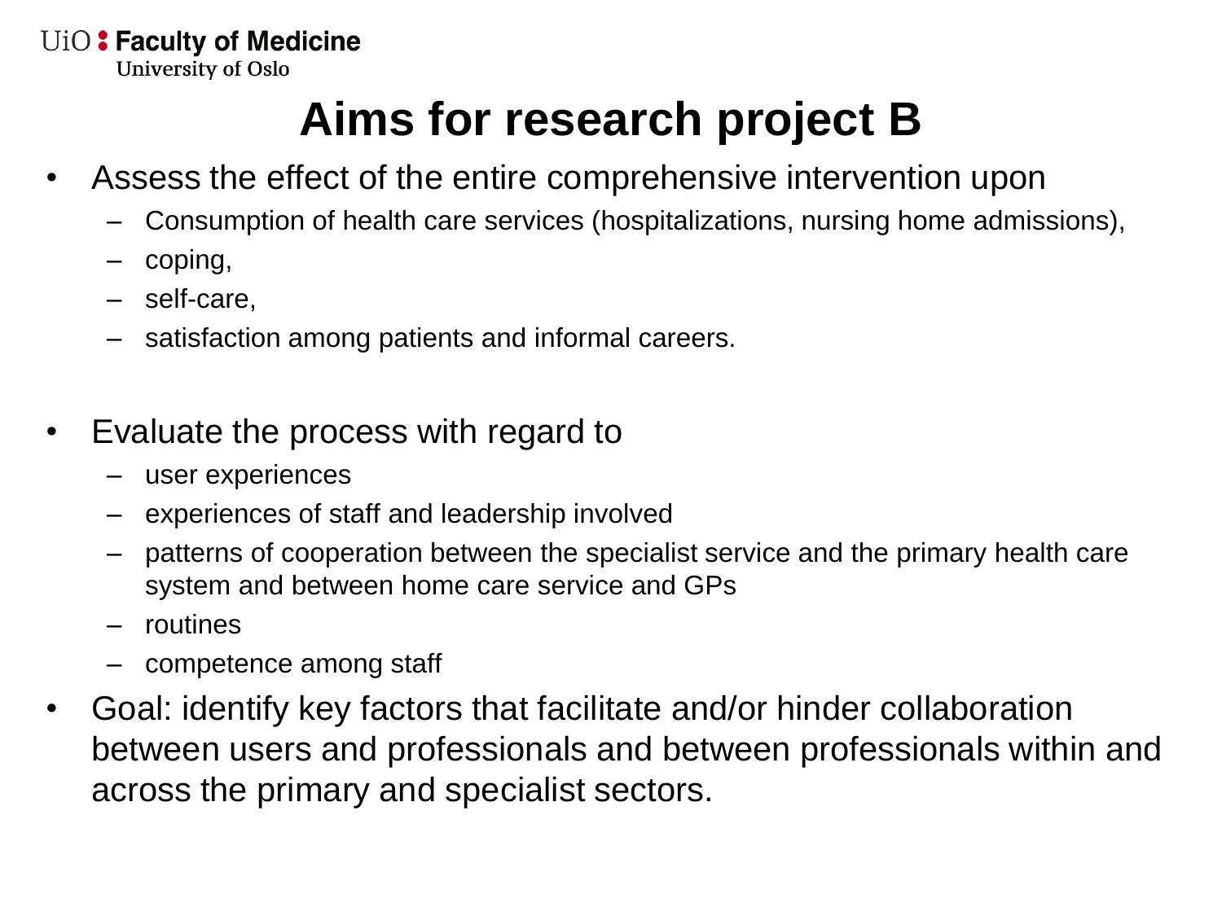# Aims for research project B

- Assess the effect of the entire comprehensive intervention upon
  - Consumption of health care services (hospitalizations, nursing home admissions),
  - coping,
  - self-care,
  - satisfaction among patients and informal careers.

- Evaluate the process with regard to
  - user experiences
  - experiences of staff and leadership involved
  - patterns of cooperation between the specialist service and the primary health care system and between home care service and GPs
  - routines
  - competence among staff
- Goal: identify key factors that facilitate and/or hinder collaboration between users and professionals and between professionals within and across the primary and specialist sectors.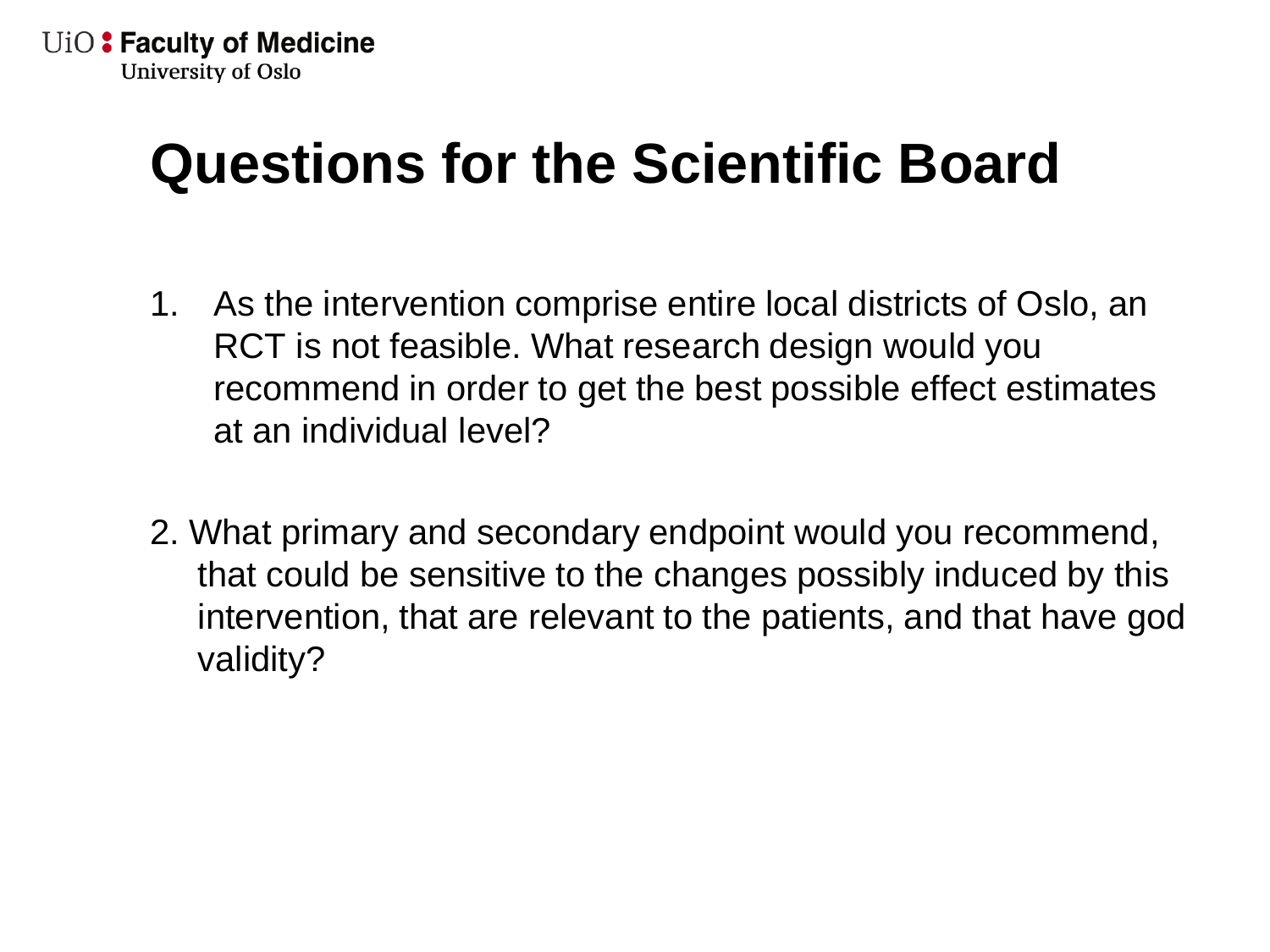# Questions for the Scientific Board

1. As the intervention comprise entire local districts of Oslo, an RCT is not feasible. What research design would you recommend in order to get the best possible effect estimates at an individual level?

2. What primary and secondary endpoint would you recommend, that could be sensitive to the changes possibly induced by this intervention, that are relevant to the patients, and that have god validity?